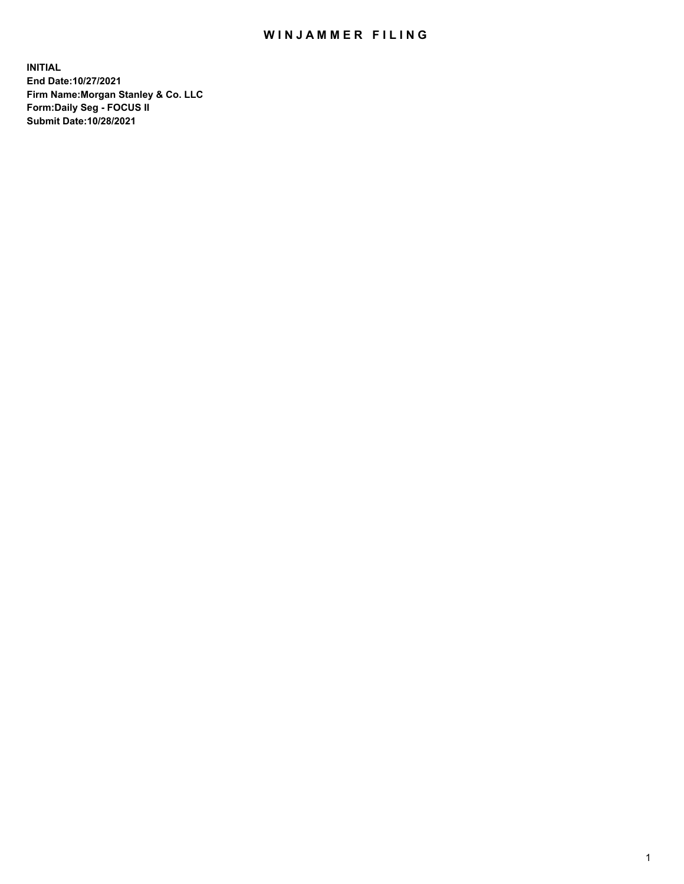# WINJAMMER FILING

**INITIAL**
**End Date:10/27/2021**
**Firm Name:Morgan Stanley & Co. LLC**
**Form:Daily Seg - FOCUS II**
**Submit Date:10/28/2021**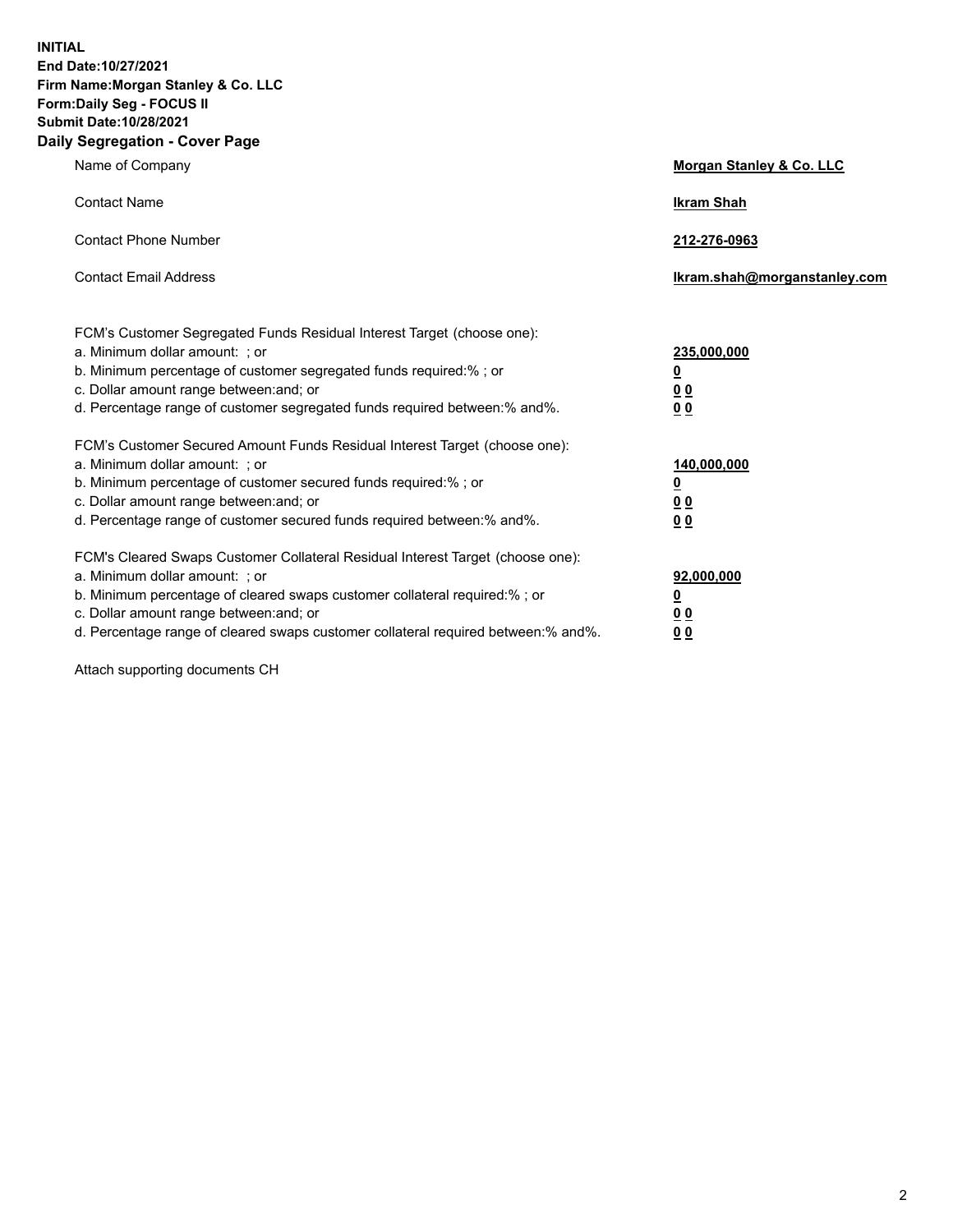**INITIAL**
**End Date:10/27/2021**
**Firm Name:Morgan Stanley & Co. LLC**
**Form:Daily Seg - FOCUS II**
**Submit Date:10/28/2021**
**Daily Segregation - Cover Page**

| | |
|---|---|
| Name of Company | **Morgan Stanley & Co. LLC** |
| Contact Name | **Ikram Shah** |
| Contact Phone Number | **212-276-0963** |
| Contact Email Address | **Ikram.shah@morganstanley.com** |

FCM's Customer Segregated Funds Residual Interest Target (choose one):

| | |
|---|---|
| a. Minimum dollar amount: ; or | **235,000,000** |
| b. Minimum percentage of customer segregated funds required:% ; or | **0** |
| c. Dollar amount range between:and; or | **0 0** |
| d. Percentage range of customer segregated funds required between:% and%. | **0 0** |

FCM's Customer Secured Amount Funds Residual Interest Target (choose one):

| | |
|---|---|
| a. Minimum dollar amount: ; or | **140,000,000** |
| b. Minimum percentage of customer secured funds required:% ; or | **0** |
| c. Dollar amount range between:and; or | **0 0** |
| d. Percentage range of customer secured funds required between:% and%. | **0 0** |

FCM's Cleared Swaps Customer Collateral Residual Interest Target (choose one):

| | |
|---|---|
| a. Minimum dollar amount: ; or | **92,000,000** |
| b. Minimum percentage of cleared swaps customer collateral required:% ; or | **0** |
| c. Dollar amount range between:and; or | **0 0** |
| d. Percentage range of cleared swaps customer collateral required between:% and%. | **0 0** |

Attach supporting documents CH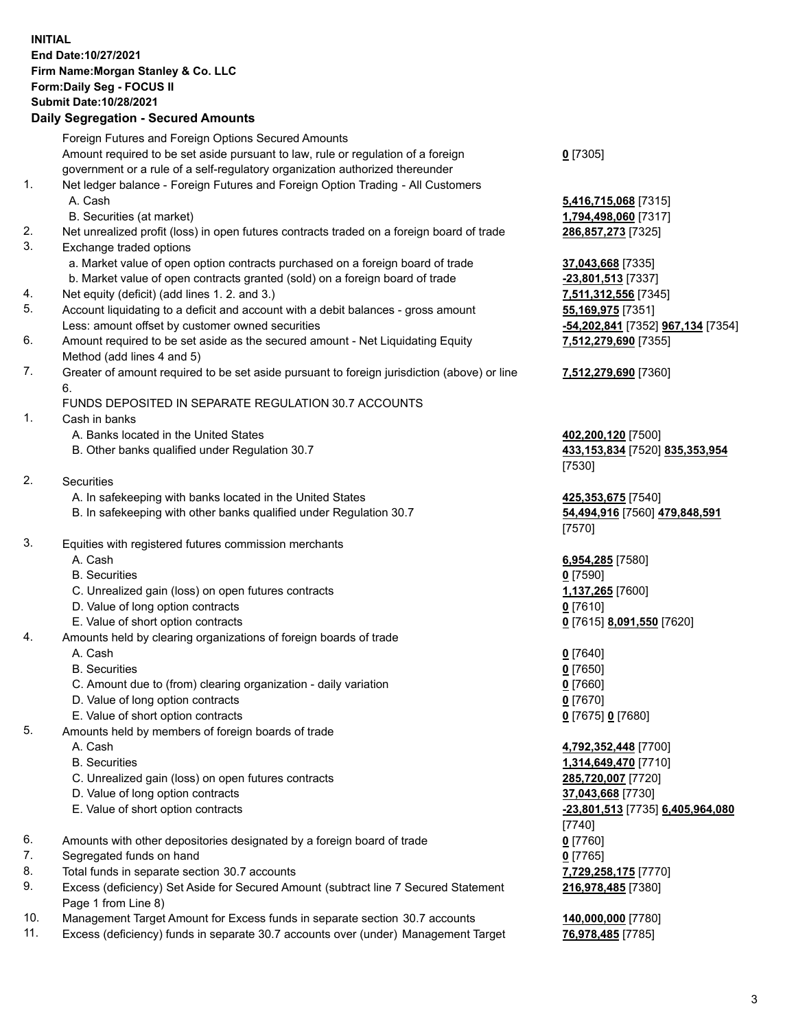**INITIAL**
**End Date:10/27/2021**
**Firm Name:Morgan Stanley & Co. LLC**
**Form:Daily Seg - FOCUS II**
**Submit Date:10/28/2021**

## Daily Segregation - Secured Amounts

| | | |
|---|---|---|
| | Foreign Futures and Foreign Options Secured Amounts | |
| | Amount required to be set aside pursuant to law, rule or regulation of a foreign government or a rule of a self-regulatory organization authorized thereunder | **0** [7305] |
| 1. | Net ledger balance - Foreign Futures and Foreign Option Trading - All Customers | |
| | A. Cash | **5,416,715,068** [7315] |
| | B. Securities (at market) | **1,794,498,060** [7317] |
| 2. | Net unrealized profit (loss) in open futures contracts traded on a foreign board of trade | **286,857,273** [7325] |
| 3. | Exchange traded options | |
| | a. Market value of open option contracts purchased on a foreign board of trade | **37,043,668** [7335] |
| | b. Market value of open contracts granted (sold) on a foreign board of trade | **-23,801,513** [7337] |
| 4. | Net equity (deficit) (add lines 1. 2. and 3.) | **7,511,312,556** [7345] |
| 5. | Account liquidating to a deficit and account with a debit balances - gross amount | **55,169,975** [7351] |
| | Less: amount offset by customer owned securities | **-54,202,841** [7352] **967,134** [7354] |
| 6. | Amount required to be set aside as the secured amount - Net Liquidating Equity Method (add lines 4 and 5) | **7,512,279,690** [7355] |
| 7. | Greater of amount required to be set aside pursuant to foreign jurisdiction (above) or line 6. | **7,512,279,690** [7360] |
| | FUNDS DEPOSITED IN SEPARATE REGULATION 30.7 ACCOUNTS | |
| 1. | Cash in banks | |
| | A. Banks located in the United States | **402,200,120** [7500] |
| | B. Other banks qualified under Regulation 30.7 | **433,153,834** [7520] **835,353,954** [7530] |
| 2. | Securities | |
| | A. In safekeeping with banks located in the United States | **425,353,675** [7540] |
| | B. In safekeeping with other banks qualified under Regulation 30.7 | **54,494,916** [7560] **479,848,591** [7570] |
| 3. | Equities with registered futures commission merchants | |
| | A. Cash | **6,954,285** [7580] |
| | B. Securities | **0** [7590] |
| | C. Unrealized gain (loss) on open futures contracts | **1,137,265** [7600] |
| | D. Value of long option contracts | **0** [7610] |
| | E. Value of short option contracts | **0** [7615] **8,091,550** [7620] |
| 4. | Amounts held by clearing organizations of foreign boards of trade | |
| | A. Cash | **0** [7640] |
| | B. Securities | **0** [7650] |
| | C. Amount due to (from) clearing organization - daily variation | **0** [7660] |
| | D. Value of long option contracts | **0** [7670] |
| | E. Value of short option contracts | **0** [7675] **0** [7680] |
| 5. | Amounts held by members of foreign boards of trade | |
| | A. Cash | **4,792,352,448** [7700] |
| | B. Securities | **1,314,649,470** [7710] |
| | C. Unrealized gain (loss) on open futures contracts | **285,720,007** [7720] |
| | D. Value of long option contracts | **37,043,668** [7730] |
| | E. Value of short option contracts | **-23,801,513** [7735] **6,405,964,080** [7740] |
| 6. | Amounts with other depositories designated by a foreign board of trade | **0** [7760] |
| 7. | Segregated funds on hand | **0** [7765] |
| 8. | Total funds in separate section 30.7 accounts | **7,729,258,175** [7770] |
| 9. | Excess (deficiency) Set Aside for Secured Amount (subtract line 7 Secured Statement Page 1 from Line 8) | **216,978,485** [7380] |
| 10. | Management Target Amount for Excess funds in separate section 30.7 accounts | **140,000,000** [7780] |
| 11. | Excess (deficiency) funds in separate 30.7 accounts over (under) Management Target | **76,978,485** [7785] |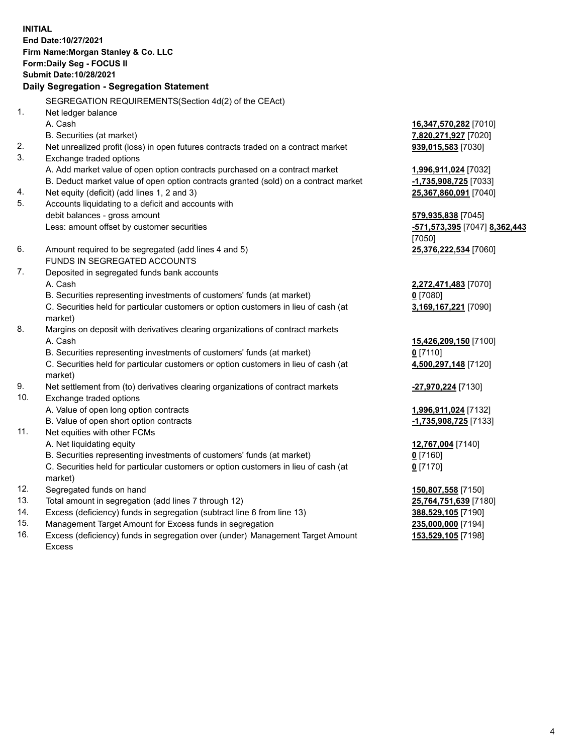**INITIAL**
**End Date:10/27/2021**
**Firm Name:Morgan Stanley & Co. LLC**
**Form:Daily Seg - FOCUS II**
**Submit Date:10/28/2021**

### Daily Segregation - Segregation Statement

| | | |
|---|---|---|
| | SEGREGATION REQUIREMENTS(Section 4d(2) of the CEAct) | |
| 1. | Net ledger balance | |
| | A. Cash | **16,347,570,282** [7010] |
| | B. Securities (at market) | **7,820,271,927** [7020] |
| 2. | Net unrealized profit (loss) in open futures contracts traded on a contract market | **939,015,583** [7030] |
| 3. | Exchange traded options | |
| | A. Add market value of open option contracts purchased on a contract market | **1,996,911,024** [7032] |
| | B. Deduct market value of open option contracts granted (sold) on a contract market | **-1,735,908,725** [7033] |
| 4. | Net equity (deficit) (add lines 1, 2 and 3) | **25,367,860,091** [7040] |
| 5. | Accounts liquidating to a deficit and accounts with debit balances - gross amount | **579,935,838** [7045] |
| | Less: amount offset by customer securities | **-571,573,395** [7047] **8,362,443** [7050] |
| 6. | Amount required to be segregated (add lines 4 and 5) | **25,376,222,534** [7060] |
| | FUNDS IN SEGREGATED ACCOUNTS | |
| 7. | Deposited in segregated funds bank accounts | |
| | A. Cash | **2,272,471,483** [7070] |
| | B. Securities representing investments of customers' funds (at market) | **0** [7080] |
| | C. Securities held for particular customers or option customers in lieu of cash (at market) | **3,169,167,221** [7090] |
| 8. | Margins on deposit with derivatives clearing organizations of contract markets | |
| | A. Cash | **15,426,209,150** [7100] |
| | B. Securities representing investments of customers' funds (at market) | **0** [7110] |
| | C. Securities held for particular customers or option customers in lieu of cash (at market) | **4,500,297,148** [7120] |
| 9. | Net settlement from (to) derivatives clearing organizations of contract markets | **-27,970,224** [7130] |
| 10. | Exchange traded options | |
| | A. Value of open long option contracts | **1,996,911,024** [7132] |
| | B. Value of open short option contracts | **-1,735,908,725** [7133] |
| 11. | Net equities with other FCMs | |
| | A. Net liquidating equity | **12,767,004** [7140] |
| | B. Securities representing investments of customers' funds (at market) | **0** [7160] |
| | C. Securities held for particular customers or option customers in lieu of cash (at market) | **0** [7170] |
| 12. | Segregated funds on hand | **150,807,558** [7150] |
| 13. | Total amount in segregation (add lines 7 through 12) | **25,764,751,639** [7180] |
| 14. | Excess (deficiency) funds in segregation (subtract line 6 from line 13) | **388,529,105** [7190] |
| 15. | Management Target Amount for Excess funds in segregation | **235,000,000** [7194] |
| 16. | Excess (deficiency) funds in segregation over (under) Management Target Amount Excess | **153,529,105** [7198] |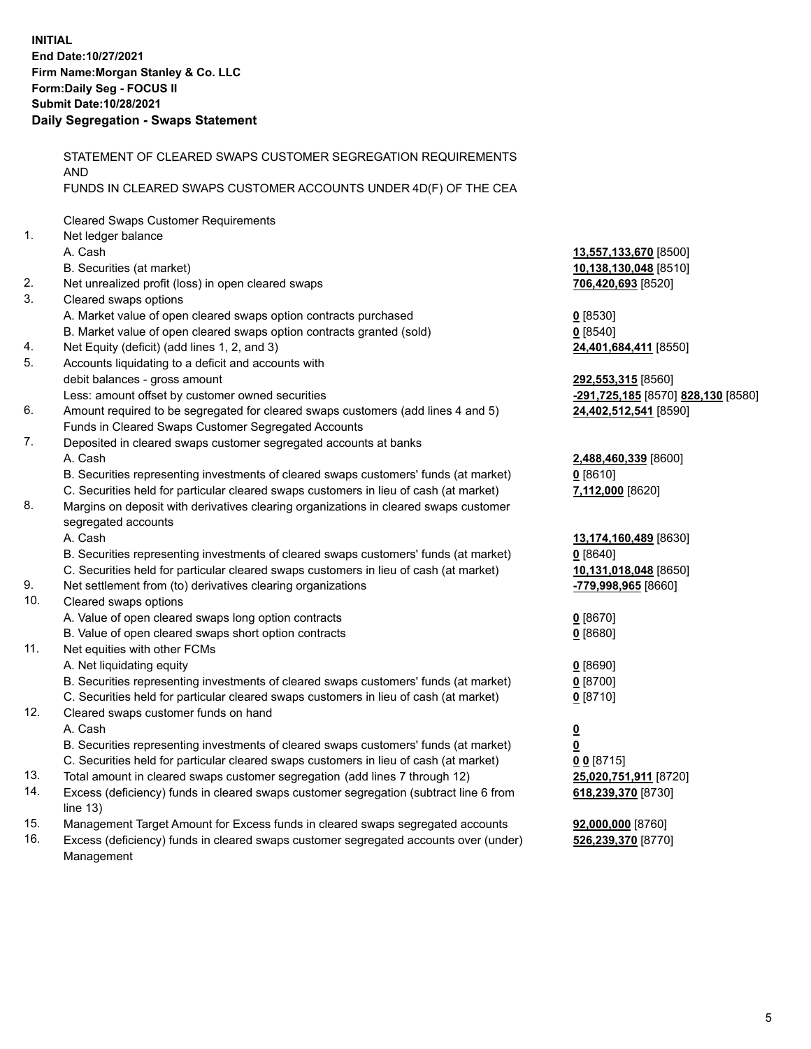**INITIAL**
**End Date:10/27/2021**
**Firm Name:Morgan Stanley & Co. LLC**
**Form:Daily Seg - FOCUS II**
**Submit Date:10/28/2021**
**Daily Segregation - Swaps Statement**

STATEMENT OF CLEARED SWAPS CUSTOMER SEGREGATION REQUIREMENTS AND
FUNDS IN CLEARED SWAPS CUSTOMER ACCOUNTS UNDER 4D(F) OF THE CEA

| | | |
|---|---|---|
| | Cleared Swaps Customer Requirements | |
| 1. | Net ledger balance | |
| | A. Cash | **13,557,133,670** [8500] |
| | B. Securities (at market) | **10,138,130,048** [8510] |
| 2. | Net unrealized profit (loss) in open cleared swaps | **706,420,693** [8520] |
| 3. | Cleared swaps options | |
| | A. Market value of open cleared swaps option contracts purchased | **0** [8530] |
| | B. Market value of open cleared swaps option contracts granted (sold) | **0** [8540] |
| 4. | Net Equity (deficit) (add lines 1, 2, and 3) | **24,401,684,411** [8550] |
| 5. | Accounts liquidating to a deficit and accounts with debit balances - gross amount | **292,553,315** [8560] |
| | Less: amount offset by customer owned securities | **-291,725,185** [8570] **828,130** [8580] |
| 6. | Amount required to be segregated for cleared swaps customers (add lines 4 and 5) | **24,402,512,541** [8590] |
| | Funds in Cleared Swaps Customer Segregated Accounts | |
| 7. | Deposited in cleared swaps customer segregated accounts at banks | |
| | A. Cash | **2,488,460,339** [8600] |
| | B. Securities representing investments of cleared swaps customers' funds (at market) | **0** [8610] |
| | C. Securities held for particular cleared swaps customers in lieu of cash (at market) | **7,112,000** [8620] |
| 8. | Margins on deposit with derivatives clearing organizations in cleared swaps customer segregated accounts | |
| | A. Cash | **13,174,160,489** [8630] |
| | B. Securities representing investments of cleared swaps customers' funds (at market) | **0** [8640] |
| | C. Securities held for particular cleared swaps customers in lieu of cash (at market) | **10,131,018,048** [8650] |
| 9. | Net settlement from (to) derivatives clearing organizations | **-779,998,965** [8660] |
| 10. | Cleared swaps options | |
| | A. Value of open cleared swaps long option contracts | **0** [8670] |
| | B. Value of open cleared swaps short option contracts | **0** [8680] |
| 11. | Net equities with other FCMs | |
| | A. Net liquidating equity | **0** [8690] |
| | B. Securities representing investments of cleared swaps customers' funds (at market) | **0** [8700] |
| | C. Securities held for particular cleared swaps customers in lieu of cash (at market) | **0** [8710] |
| 12. | Cleared swaps customer funds on hand | |
| | A. Cash | **0** |
| | B. Securities representing investments of cleared swaps customers' funds (at market) | **0** |
| | C. Securities held for particular cleared swaps customers in lieu of cash (at market) | **0** **0** [8715] |
| 13. | Total amount in cleared swaps customer segregation (add lines 7 through 12) | **25,020,751,911** [8720] |
| 14. | Excess (deficiency) funds in cleared swaps customer segregation (subtract line 6 from line 13) | **618,239,370** [8730] |
| 15. | Management Target Amount for Excess funds in cleared swaps segregated accounts | **92,000,000** [8760] |
| 16. | Excess (deficiency) funds in cleared swaps customer segregated accounts over (under) Management | **526,239,370** [8770] |